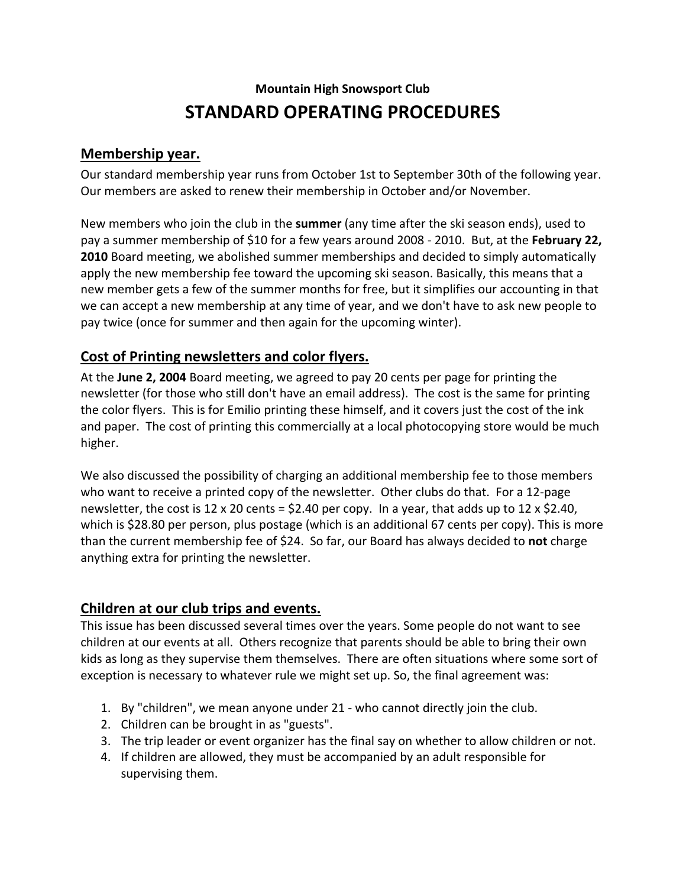**Mountain High Snowsport Club**

# STANDARD OPERATING PROCEDURES

## Membership year.

Our standard membership year runs from October 1st to September 30th of the following year. Our members are asked to renew their membership in October and/or November.

New members who join the club in the **summer** (any time after the ski season ends), used to pay a summer membership of $10 for a few years around 2008 - 2010. But, at the **February 22, 2010** Board meeting, we abolished summer memberships and decided to simply automatically apply the new membership fee toward the upcoming ski season. Basically, this means that a new member gets a few of the summer months for free, but it simplifies our accounting in that we can accept a new membership at any time of year, and we don't have to ask new people to pay twice (once for summer and then again for the upcoming winter).

## Cost of Printing newsletters and color flyers.

At the **June 2, 2004** Board meeting, we agreed to pay 20 cents per page for printing the newsletter (for those who still don't have an email address). The cost is the same for printing the color flyers. This is for Emilio printing these himself, and it covers just the cost of the ink and paper. The cost of printing this commercially at a local photocopying store would be much higher.

We also discussed the possibility of charging an additional membership fee to those members who want to receive a printed copy of the newsletter. Other clubs do that. For a 12-page newsletter, the cost is 12 x 20 cents = $2.40 per copy. In a year, that adds up to 12 x $2.40, which is $28.80 per person, plus postage (which is an additional 67 cents per copy). This is more than the current membership fee of $24. So far, our Board has always decided to **not** charge anything extra for printing the newsletter.

## Children at our club trips and events.

This issue has been discussed several times over the years. Some people do not want to see children at our events at all. Others recognize that parents should be able to bring their own kids as long as they supervise them themselves. There are often situations where some sort of exception is necessary to whatever rule we might set up. So, the final agreement was:

1. By "children", we mean anyone under 21 - who cannot directly join the club.
2. Children can be brought in as "guests".
3. The trip leader or event organizer has the final say on whether to allow children or not.
4. If children are allowed, they must be accompanied by an adult responsible for supervising them.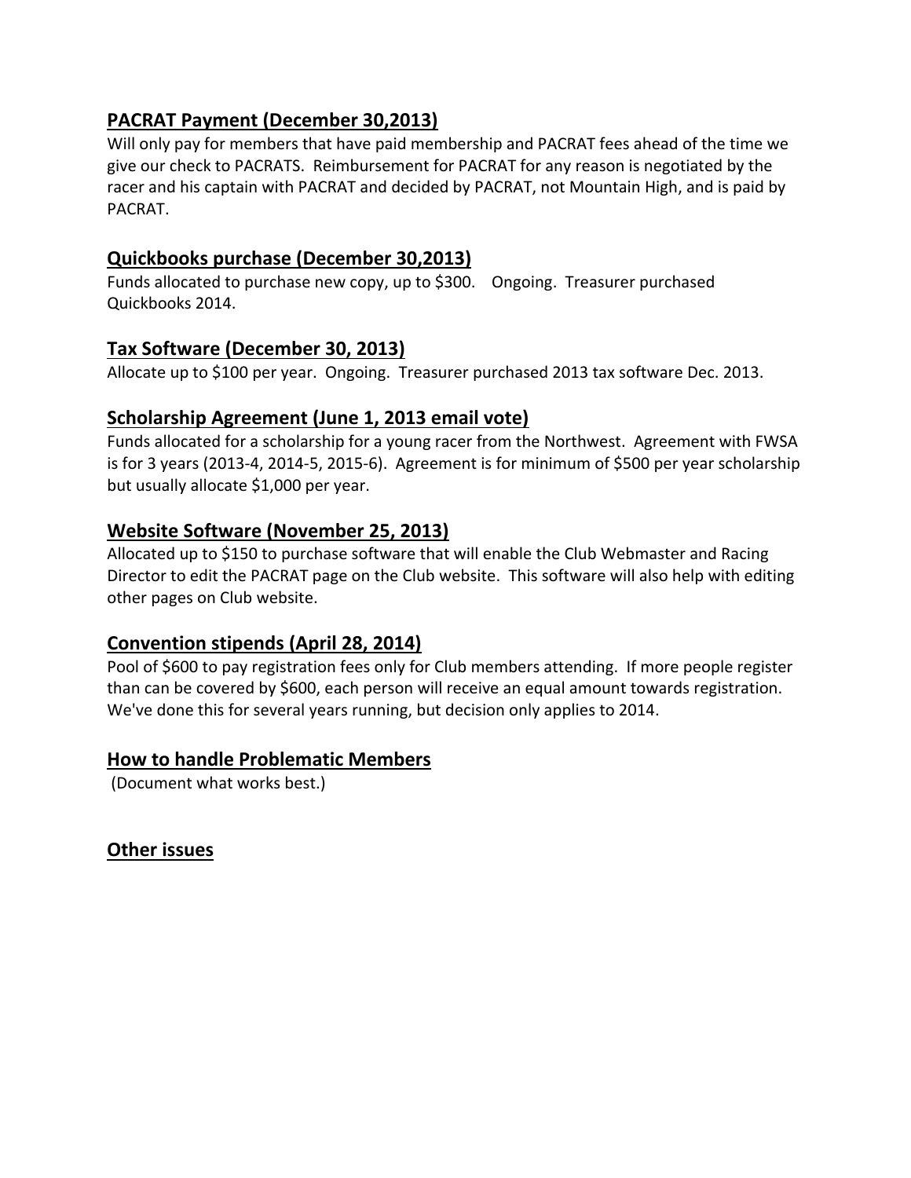## PACRAT Payment (December 30,2013)

Will only pay for members that have paid membership and PACRAT fees ahead of the time we give our check to PACRATS. Reimbursement for PACRAT for any reason is negotiated by the racer and his captain with PACRAT and decided by PACRAT, not Mountain High, and is paid by PACRAT.

## Quickbooks purchase (December 30,2013)

Funds allocated to purchase new copy, up to $300. Ongoing. Treasurer purchased Quickbooks 2014.

## Tax Software (December 30, 2013)

Allocate up to $100 per year. Ongoing. Treasurer purchased 2013 tax software Dec. 2013.

## Scholarship Agreement (June 1, 2013 email vote)

Funds allocated for a scholarship for a young racer from the Northwest. Agreement with FWSA is for 3 years (2013-4, 2014-5, 2015-6). Agreement is for minimum of $500 per year scholarship but usually allocate $1,000 per year.

## Website Software (November 25, 2013)

Allocated up to $150 to purchase software that will enable the Club Webmaster and Racing Director to edit the PACRAT page on the Club website. This software will also help with editing other pages on Club website.

## Convention stipends (April 28, 2014)

Pool of $600 to pay registration fees only for Club members attending. If more people register than can be covered by $600, each person will receive an equal amount towards registration. We've done this for several years running, but decision only applies to 2014.

## How to handle Problematic Members

(Document what works best.)

## Other issues